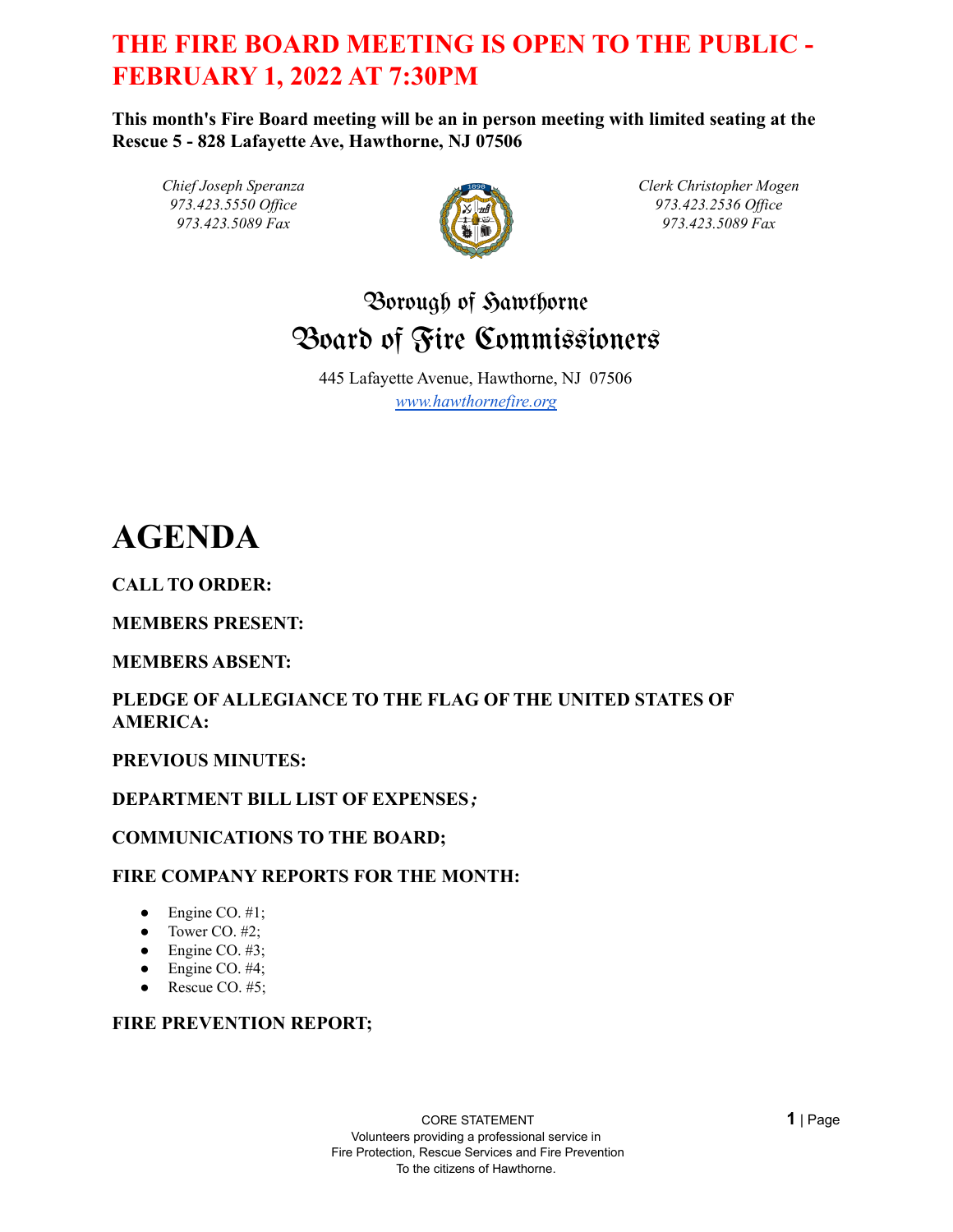# THE FIRE BOARD MEETING IS OPEN TO THE PUBLIC - FEBRUARY 1, 2022 AT 7:30PM

**This month's Fire Board meeting will be an in person meeting with limited seating at the Rescue 5 - 828 Lafayette Ave, Hawthorne, NJ 07506**

*Chief Joseph Speranza*
*973.423.5550 Office*
*973.423.5089 Fax*

*Clerk Christopher Mogen*
*973.423.2536 Office*
*973.423.5089 Fax*

## Borough of Hawthorne
## Board of Fire Commissioners

445 Lafayette Avenue, Hawthorne, NJ 07506
*www.hawthornefire.org*

# AGENDA

**CALL TO ORDER:**

**MEMBERS PRESENT:**

**MEMBERS ABSENT:**

**PLEDGE OF ALLEGIANCE TO THE FLAG OF THE UNITED STATES OF AMERICA:**

**PREVIOUS MINUTES:**

**DEPARTMENT BILL LIST OF EXPENSES;**

**COMMUNICATIONS TO THE BOARD;**

**FIRE COMPANY REPORTS FOR THE MONTH:**

- Engine CO. #1;
- Tower CO. #2;
- Engine CO. #3;
- Engine CO. #4;
- Rescue CO. #5;

**FIRE PREVENTION REPORT;**

CORE STATEMENT
Volunteers providing a professional service in
Fire Protection, Rescue Services and Fire Prevention
To the citizens of Hawthorne.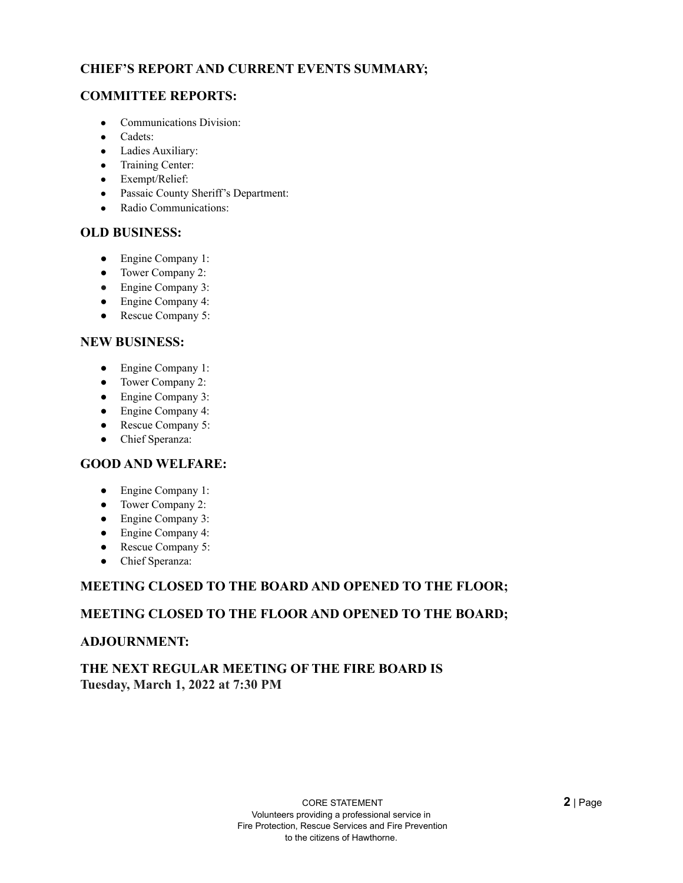## CHIEF'S REPORT AND CURRENT EVENTS SUMMARY;

## COMMITTEE REPORTS:

- Communications Division:
- Cadets:
- Ladies Auxiliary:
- Training Center:
- Exempt/Relief:
- Passaic County Sheriff's Department:
- Radio Communications:

## OLD BUSINESS:

- Engine Company 1:
- Tower Company 2:
- Engine Company 3:
- Engine Company 4:
- Rescue Company 5:

## NEW BUSINESS:

- Engine Company 1:
- Tower Company 2:
- Engine Company 3:
- Engine Company 4:
- Rescue Company 5:
- Chief Speranza:

## GOOD AND WELFARE:

- Engine Company 1:
- Tower Company 2:
- Engine Company 3:
- Engine Company 4:
- Rescue Company 5:
- Chief Speranza:

## MEETING CLOSED TO THE BOARD AND OPENED TO THE FLOOR;

## MEETING CLOSED TO THE FLOOR AND OPENED TO THE BOARD;

## ADJOURNMENT:

## THE NEXT REGULAR MEETING OF THE FIRE BOARD IS
**Tuesday, March 1, 2022 at 7:30 PM**

CORE STATEMENT
Volunteers providing a professional service in
Fire Protection, Rescue Services and Fire Prevention
to the citizens of Hawthorne.